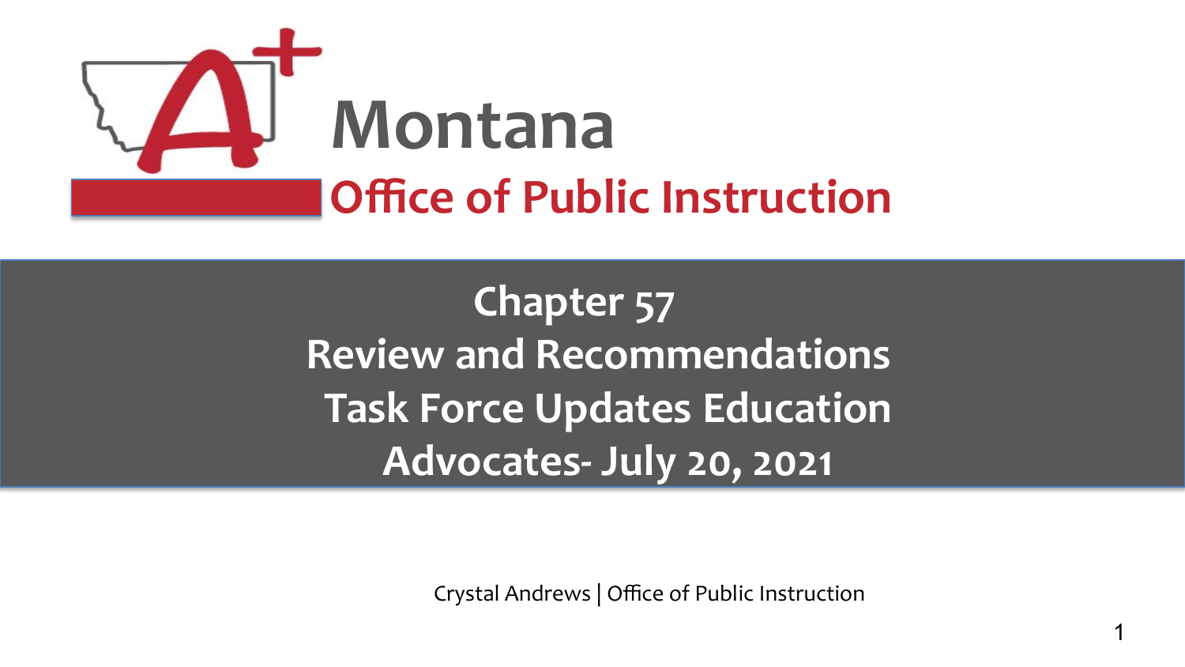Montana

Office of Public Instruction

# Chapter 57 Review and Recommendations Task Force Updates Education Advocates- July 20, 2021

Crystal Andrews | Office of Public Instruction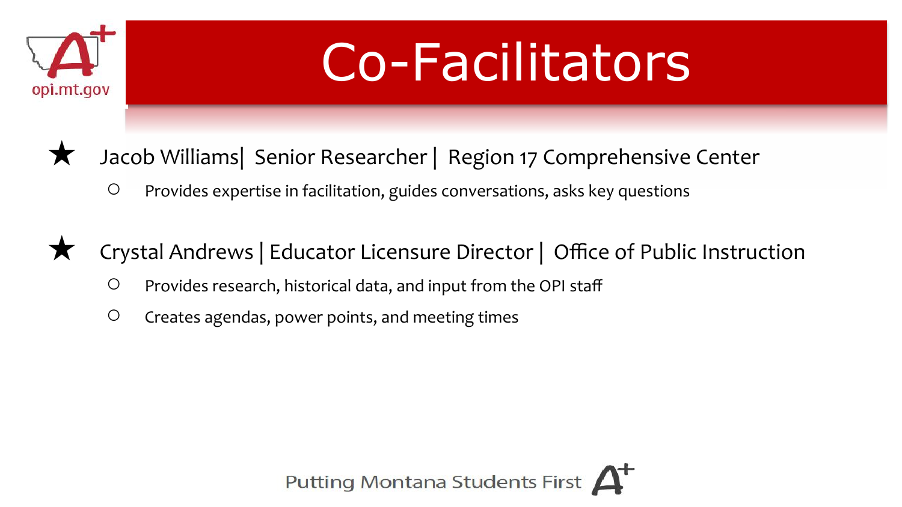# Co-Facilitators

- Jacob Williams| Senior Researcher | Region 17 Comprehensive Center
  - Provides expertise in facilitation, guides conversations, asks key questions

- Crystal Andrews | Educator Licensure Director | Office of Public Instruction
  - Provides research, historical data, and input from the OPI staff
  - Creates agendas, power points, and meeting times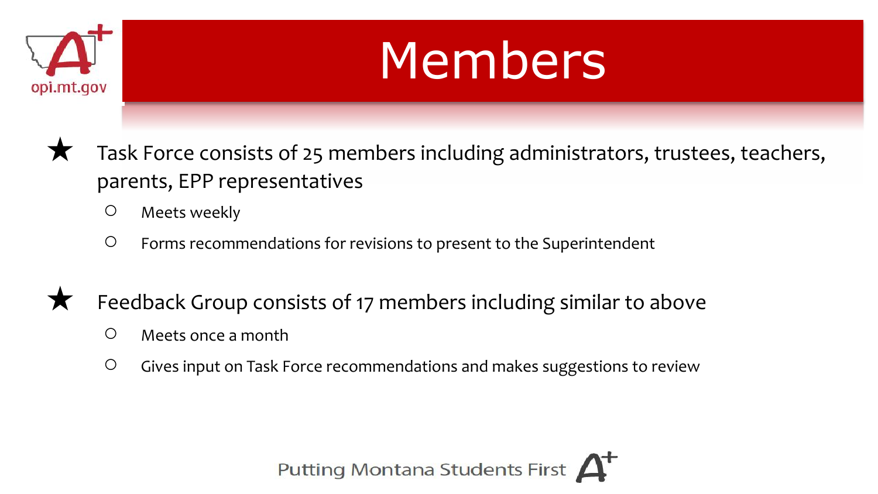# Members

- Task Force consists of 25 members including administrators, trustees, teachers, parents, EPP representatives
  - Meets weekly
  - Forms recommendations for revisions to present to the Superintendent

- Feedback Group consists of 17 members including similar to above
  - Meets once a month
  - Gives input on Task Force recommendations and makes suggestions to review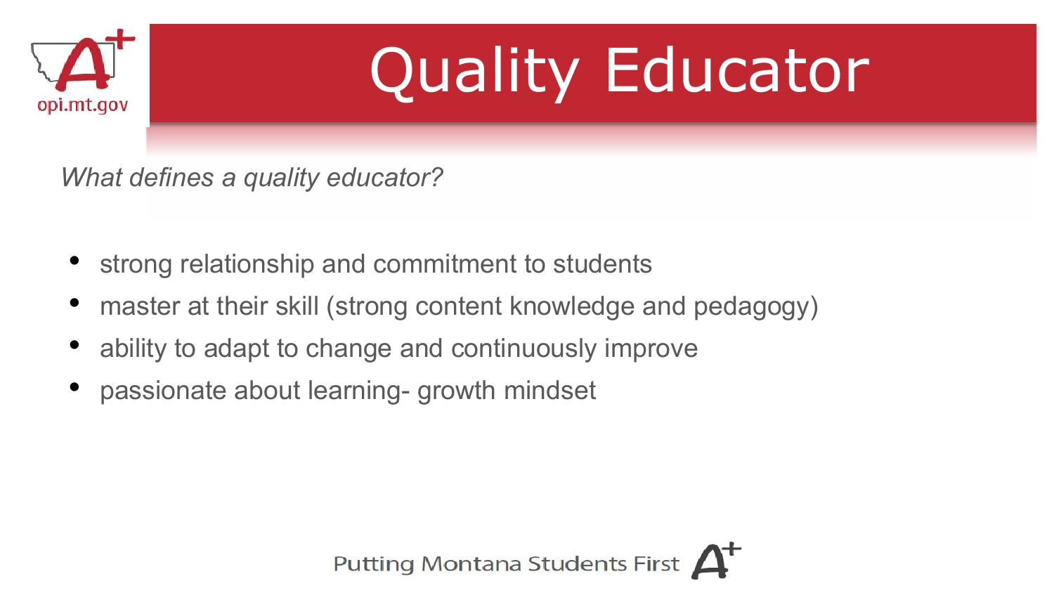# Quality Educator

*What defines a quality educator?*

- strong relationship and commitment to students
- master at their skill (strong content knowledge and pedagogy)
- ability to adapt to change and continuously improve
- passionate about learning- growth mindset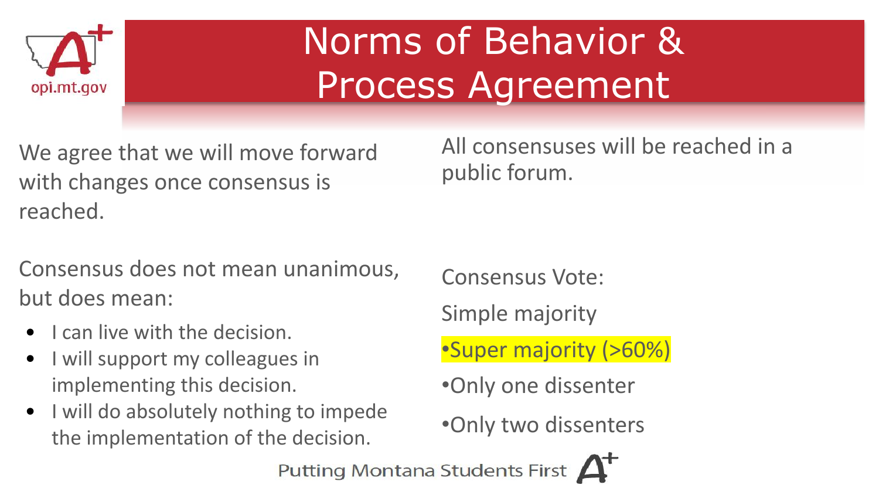# Norms of Behavior & Process Agreement

We agree that we will move forward with changes once consensus is reached.

Consensus does not mean unanimous, but does mean:

- I can live with the decision.
- I will support my colleagues in implementing this decision.
- I will do absolutely nothing to impede the implementation of the decision.

All consensuses will be reached in a public forum.

Consensus Vote:

Simple majority

- Super majority (>60%)
- Only one dissenter
- Only two dissenters

Putting Montana Students First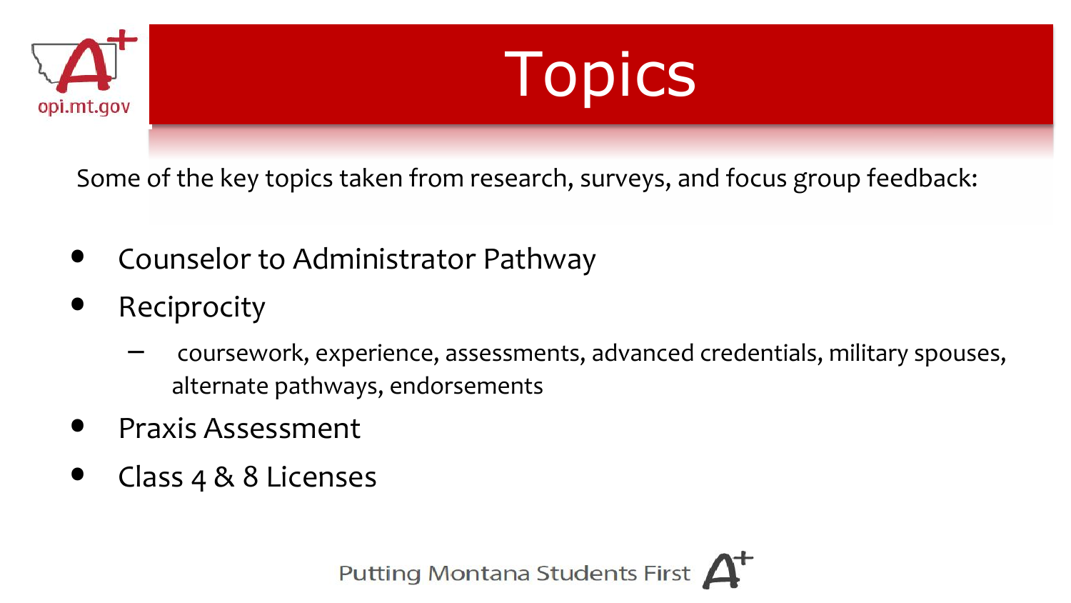# Topics

Some of the key topics taken from research, surveys, and focus group feedback:

- Counselor to Administrator Pathway
- Reciprocity
  - coursework, experience, assessments, advanced credentials, military spouses, alternate pathways, endorsements
- Praxis Assessment
- Class 4 & 8 Licenses